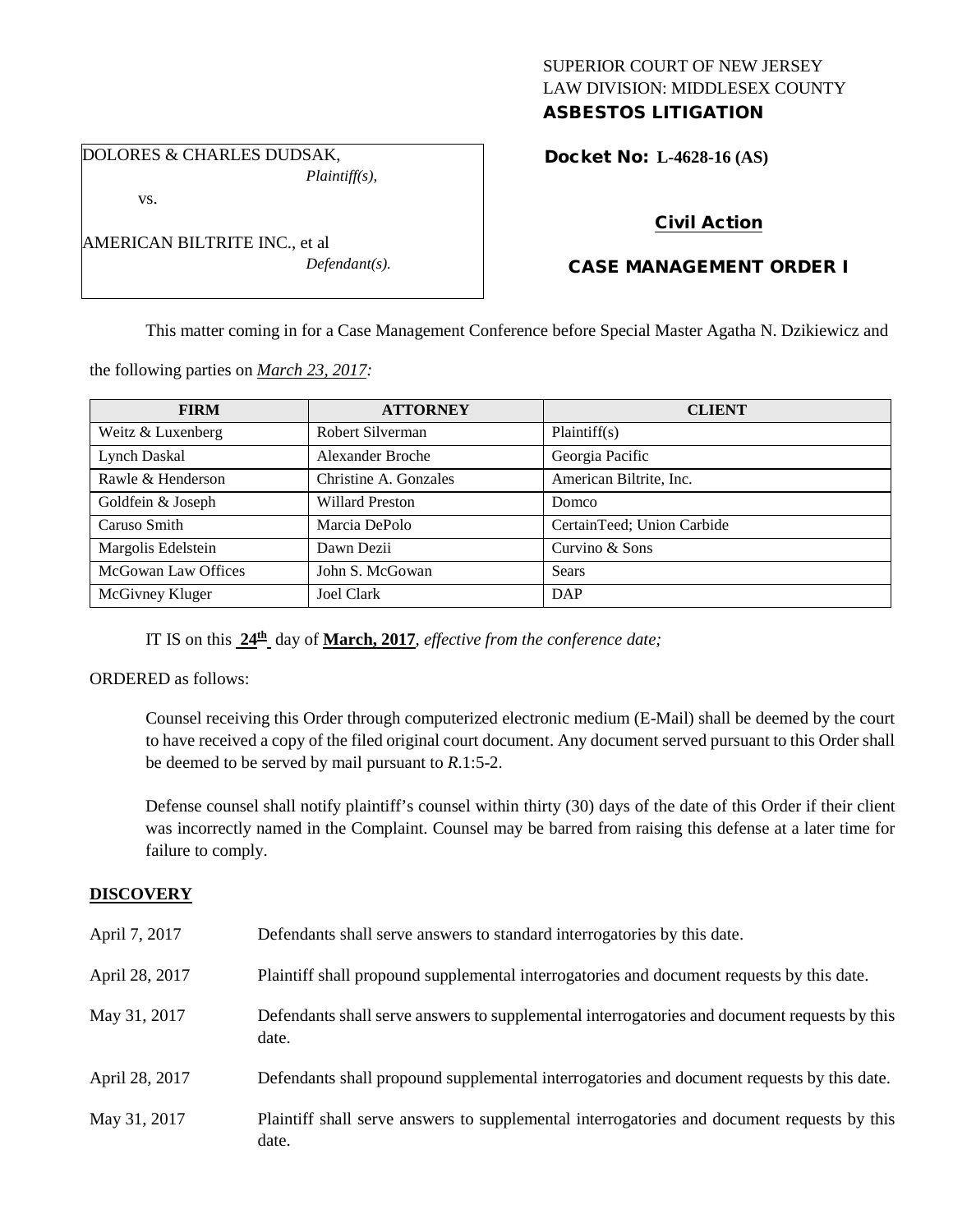SUPERIOR COURT OF NEW JERSEY
LAW DIVISION: MIDDLESEX COUNTY
**ASBESTOS LITIGATION**

DOLORES & CHARLES DUDSAK,
*Plaintiff(s),*

vs.

AMERICAN BILTRITE INC., et al
*Defendant(s).*

**Docket No: L-4628-16 (AS)**

**Civil Action**

**CASE MANAGEMENT ORDER I**

This matter coming in for a Case Management Conference before Special Master Agatha N. Dzikiewicz and the following parties on *March 23, 2017:*

| FIRM | ATTORNEY | CLIENT |
|---|---|---|
| Weitz & Luxenberg | Robert Silverman | Plaintiff(s) |
| Lynch Daskal | Alexander Broche | Georgia Pacific |
| Rawle & Henderson | Christine A. Gonzales | American Biltrite, Inc. |
| Goldfein & Joseph | Willard Preston | Domco |
| Caruso Smith | Marcia DePolo | CertainTeed; Union Carbide |
| Margolis Edelstein | Dawn Dezii | Curvino & Sons |
| McGowan Law Offices | John S. McGowan | Sears |
| McGivney Kluger | Joel Clark | DAP |

IT IS on this **24th** day of **March, 2017**, *effective from the conference date;*

ORDERED as follows:

Counsel receiving this Order through computerized electronic medium (E-Mail) shall be deemed by the court to have received a copy of the filed original court document. Any document served pursuant to this Order shall be deemed to be served by mail pursuant to *R*.1:5-2.

Defense counsel shall notify plaintiff's counsel within thirty (30) days of the date of this Order if their client was incorrectly named in the Complaint. Counsel may be barred from raising this defense at a later time for failure to comply.

## DISCOVERY

| | |
|---|---|
| April 7, 2017 | Defendants shall serve answers to standard interrogatories by this date. |
| April 28, 2017 | Plaintiff shall propound supplemental interrogatories and document requests by this date. |
| May 31, 2017 | Defendants shall serve answers to supplemental interrogatories and document requests by this date. |
| April 28, 2017 | Defendants shall propound supplemental interrogatories and document requests by this date. |
| May 31, 2017 | Plaintiff shall serve answers to supplemental interrogatories and document requests by this date. |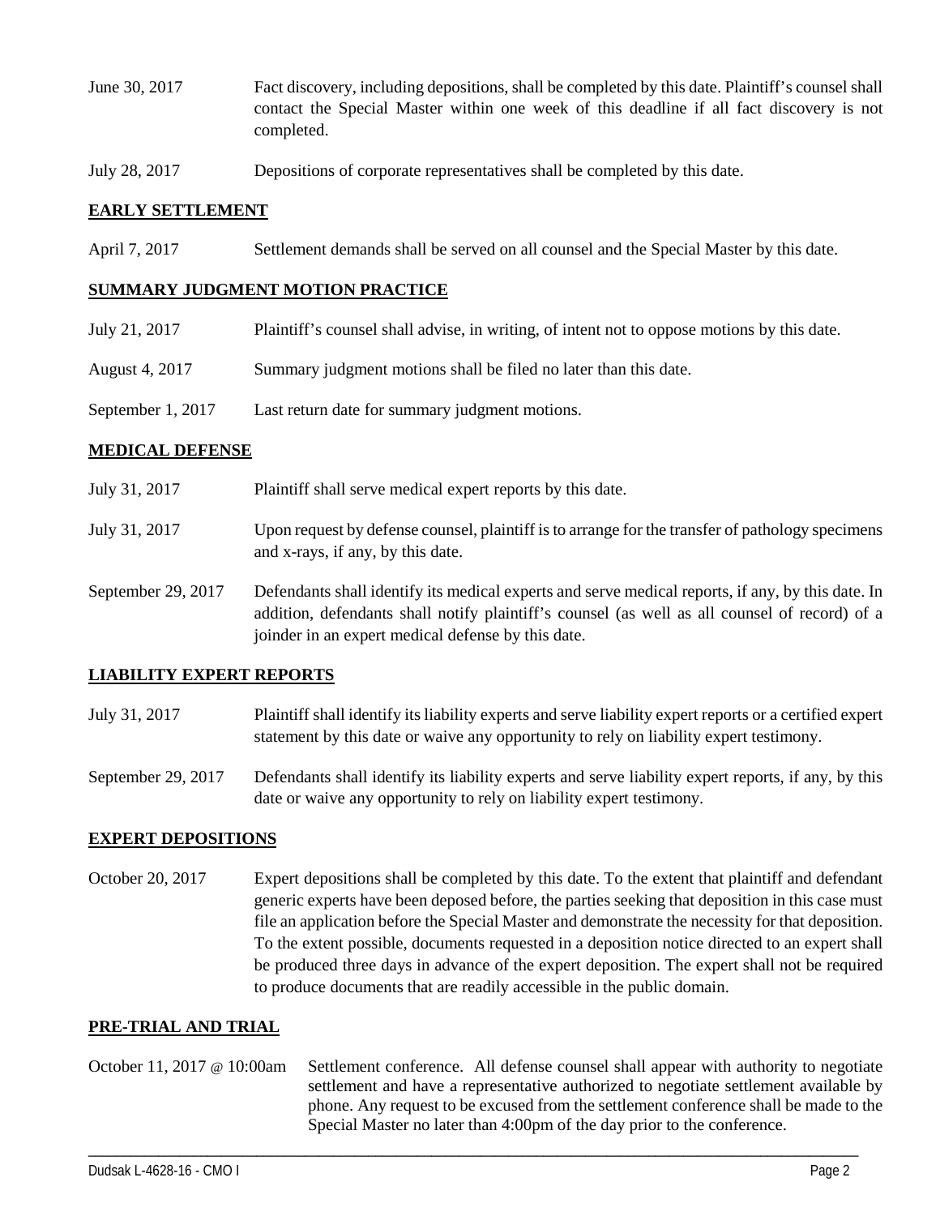June 30, 2017 Fact discovery, including depositions, shall be completed by this date. Plaintiff's counsel shall contact the Special Master within one week of this deadline if all fact discovery is not completed.

July 28, 2017 Depositions of corporate representatives shall be completed by this date.

## EARLY SETTLEMENT

April 7, 2017 Settlement demands shall be served on all counsel and the Special Master by this date.

## SUMMARY JUDGMENT MOTION PRACTICE

July 21, 2017 Plaintiff's counsel shall advise, in writing, of intent not to oppose motions by this date.

August 4, 2017 Summary judgment motions shall be filed no later than this date.

September 1, 2017 Last return date for summary judgment motions.

## MEDICAL DEFENSE

July 31, 2017 Plaintiff shall serve medical expert reports by this date.

July 31, 2017 Upon request by defense counsel, plaintiff is to arrange for the transfer of pathology specimens and x-rays, if any, by this date.

September 29, 2017 Defendants shall identify its medical experts and serve medical reports, if any, by this date. In addition, defendants shall notify plaintiff's counsel (as well as all counsel of record) of a joinder in an expert medical defense by this date.

## LIABILITY EXPERT REPORTS

July 31, 2017 Plaintiff shall identify its liability experts and serve liability expert reports or a certified expert statement by this date or waive any opportunity to rely on liability expert testimony.

September 29, 2017 Defendants shall identify its liability experts and serve liability expert reports, if any, by this date or waive any opportunity to rely on liability expert testimony.

## EXPERT DEPOSITIONS

October 20, 2017 Expert depositions shall be completed by this date. To the extent that plaintiff and defendant generic experts have been deposed before, the parties seeking that deposition in this case must file an application before the Special Master and demonstrate the necessity for that deposition. To the extent possible, documents requested in a deposition notice directed to an expert shall be produced three days in advance of the expert deposition. The expert shall not be required to produce documents that are readily accessible in the public domain.

## PRE-TRIAL AND TRIAL

October 11, 2017 @ 10:00am Settlement conference. All defense counsel shall appear with authority to negotiate settlement and have a representative authorized to negotiate settlement available by phone. Any request to be excused from the settlement conference shall be made to the Special Master no later than 4:00pm of the day prior to the conference.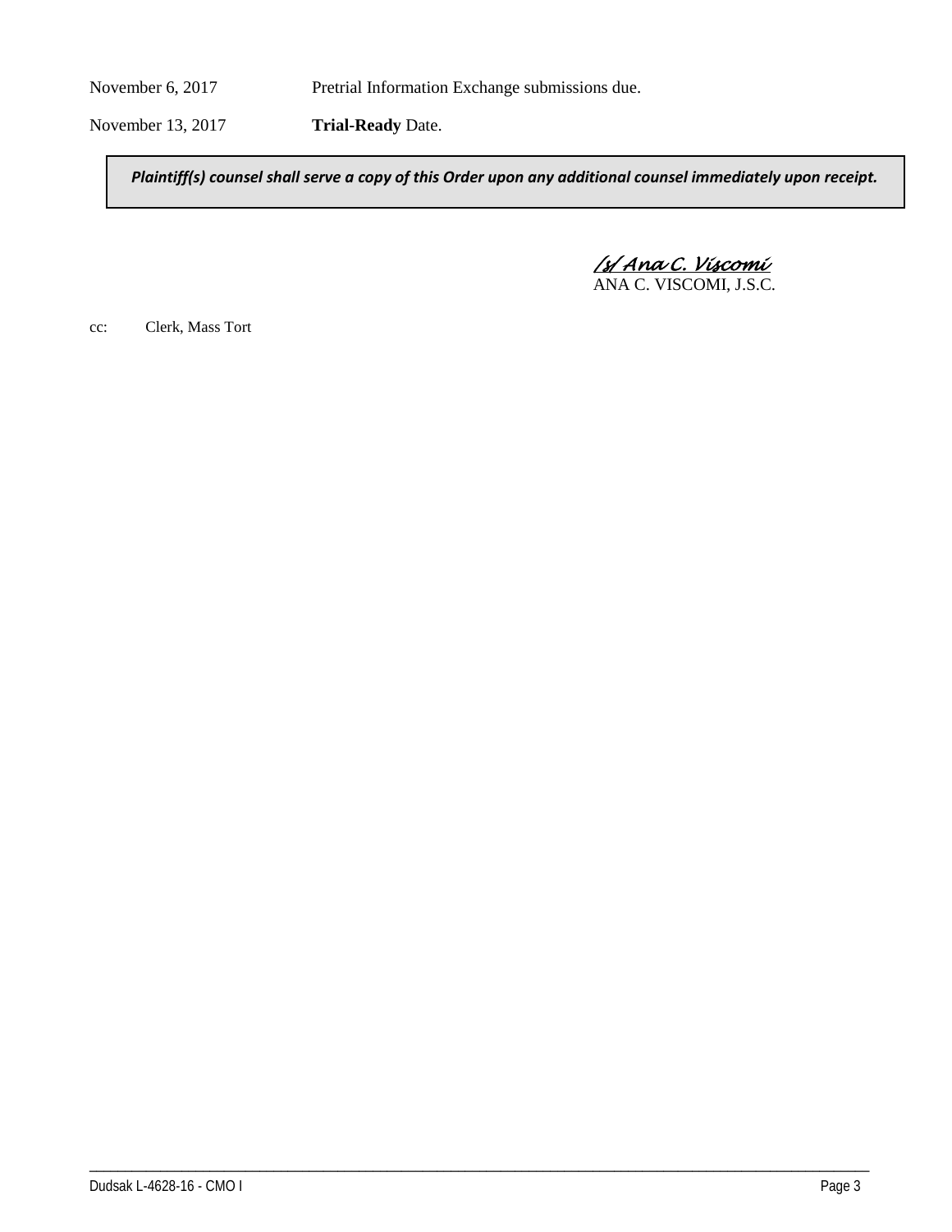| | |
|---|---|
| November 6, 2017 | Pretrial Information Exchange submissions due. |
| November 13, 2017 | **Trial-Ready** Date. |

***Plaintiff(s) counsel shall serve a copy of this Order upon any additional counsel immediately upon receipt.***

/s/ Ana C. Viscomi
ANA C. VISCOMI, J.S.C.

cc: Clerk, Mass Tort